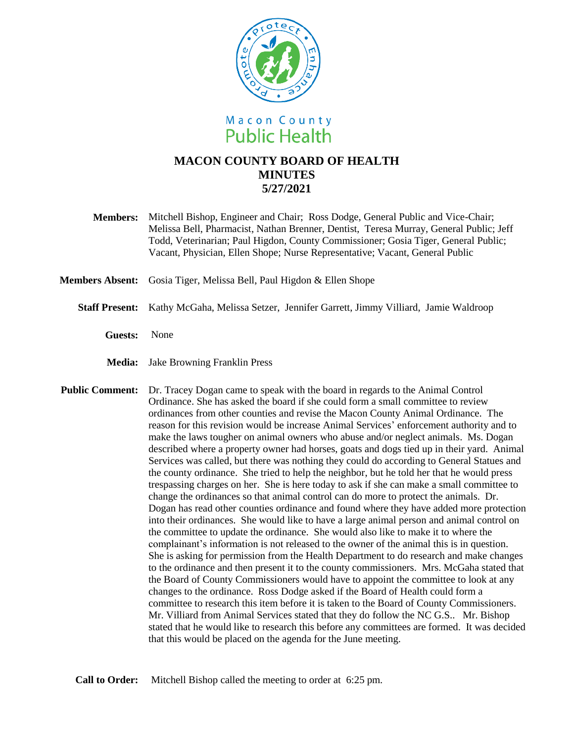Macon County
Public Health

# MACON COUNTY BOARD OF HEALTH
# MINUTES
# 5/27/2021

**Members:** Mitchell Bishop, Engineer and Chair; Ross Dodge, General Public and Vice-Chair; Melissa Bell, Pharmacist, Nathan Brenner, Dentist, Teresa Murray, General Public; Jeff Todd, Veterinarian; Paul Higdon, County Commissioner; Gosia Tiger, General Public; Vacant, Physician, Ellen Shope; Nurse Representative; Vacant, General Public

**Members Absent:** Gosia Tiger, Melissa Bell, Paul Higdon & Ellen Shope

**Staff Present:** Kathy McGaha, Melissa Setzer, Jennifer Garrett, Jimmy Villiard, Jamie Waldroop

**Guests:** None

**Media:** Jake Browning Franklin Press

**Public Comment:** Dr. Tracey Dogan came to speak with the board in regards to the Animal Control Ordinance. She has asked the board if she could form a small committee to review ordinances from other counties and revise the Macon County Animal Ordinance. The reason for this revision would be increase Animal Services' enforcement authority and to make the laws tougher on animal owners who abuse and/or neglect animals. Ms. Dogan described where a property owner had horses, goats and dogs tied up in their yard. Animal Services was called, but there was nothing they could do according to General Statues and the county ordinance. She tried to help the neighbor, but he told her that he would press trespassing charges on her. She is here today to ask if she can make a small committee to change the ordinances so that animal control can do more to protect the animals. Dr. Dogan has read other counties ordinance and found where they have added more protection into their ordinances. She would like to have a large animal person and animal control on the committee to update the ordinance. She would also like to make it to where the complainant's information is not released to the owner of the animal this is in question. She is asking for permission from the Health Department to do research and make changes to the ordinance and then present it to the county commissioners. Mrs. McGaha stated that the Board of County Commissioners would have to appoint the committee to look at any changes to the ordinance. Ross Dodge asked if the Board of Health could form a committee to research this item before it is taken to the Board of County Commissioners. Mr. Villiard from Animal Services stated that they do follow the NC G.S.. Mr. Bishop stated that he would like to research this before any committees are formed. It was decided that this would be placed on the agenda for the June meeting.

**Call to Order:** Mitchell Bishop called the meeting to order at 6:25 pm.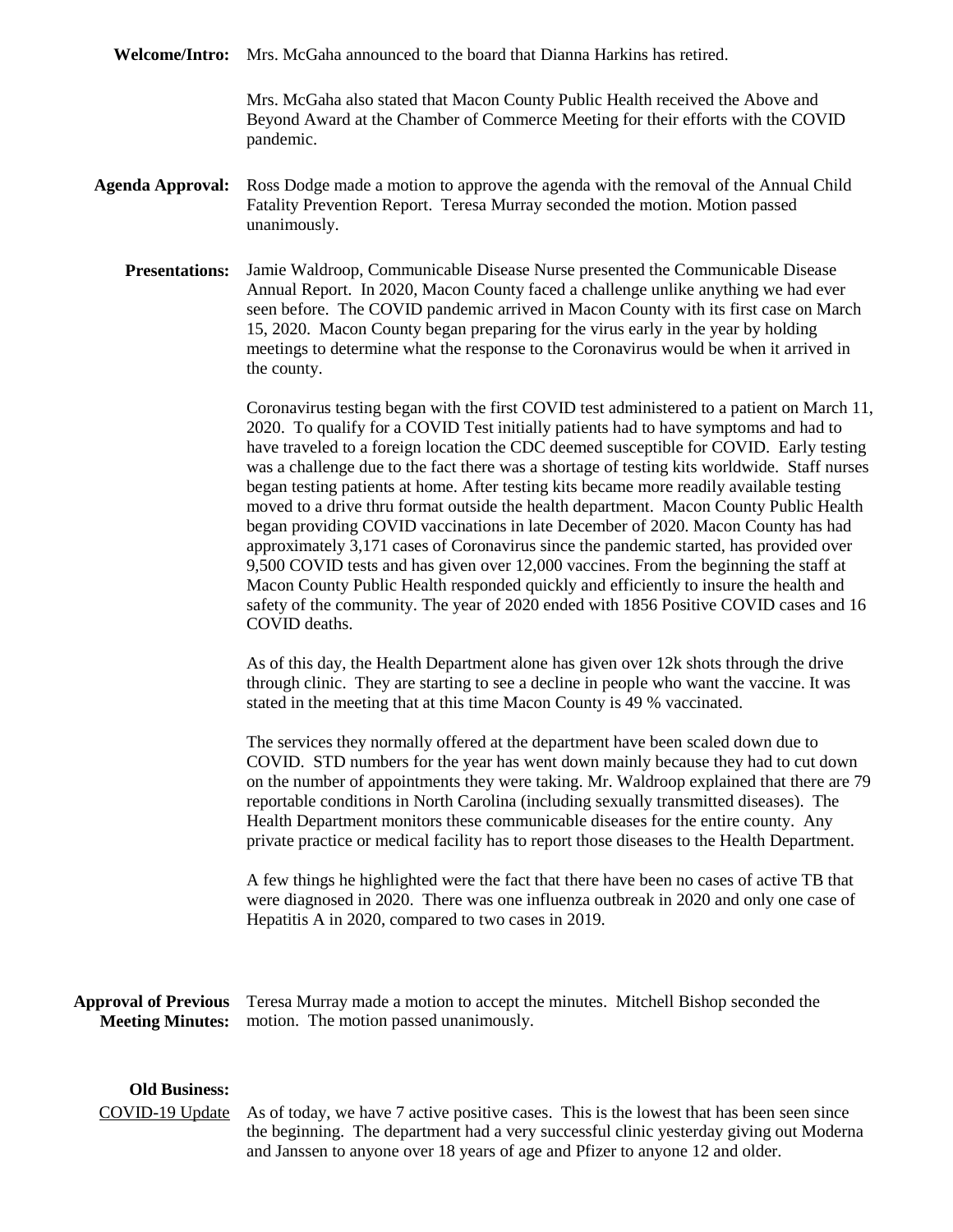**Welcome/Intro:** Mrs. McGaha announced to the board that Dianna Harkins has retired.

Mrs. McGaha also stated that Macon County Public Health received the Above and Beyond Award at the Chamber of Commerce Meeting for their efforts with the COVID pandemic.

**Agenda Approval:** Ross Dodge made a motion to approve the agenda with the removal of the Annual Child Fatality Prevention Report. Teresa Murray seconded the motion. Motion passed unanimously.

**Presentations:** Jamie Waldroop, Communicable Disease Nurse presented the Communicable Disease Annual Report. In 2020, Macon County faced a challenge unlike anything we had ever seen before. The COVID pandemic arrived in Macon County with its first case on March 15, 2020. Macon County began preparing for the virus early in the year by holding meetings to determine what the response to the Coronavirus would be when it arrived in the county.

Coronavirus testing began with the first COVID test administered to a patient on March 11, 2020. To qualify for a COVID Test initially patients had to have symptoms and had to have traveled to a foreign location the CDC deemed susceptible for COVID. Early testing was a challenge due to the fact there was a shortage of testing kits worldwide. Staff nurses began testing patients at home. After testing kits became more readily available testing moved to a drive thru format outside the health department. Macon County Public Health began providing COVID vaccinations in late December of 2020. Macon County has had approximately 3,171 cases of Coronavirus since the pandemic started, has provided over 9,500 COVID tests and has given over 12,000 vaccines. From the beginning the staff at Macon County Public Health responded quickly and efficiently to insure the health and safety of the community. The year of 2020 ended with 1856 Positive COVID cases and 16 COVID deaths.

As of this day, the Health Department alone has given over 12k shots through the drive through clinic. They are starting to see a decline in people who want the vaccine. It was stated in the meeting that at this time Macon County is 49 % vaccinated.

The services they normally offered at the department have been scaled down due to COVID. STD numbers for the year has went down mainly because they had to cut down on the number of appointments they were taking. Mr. Waldroop explained that there are 79 reportable conditions in North Carolina (including sexually transmitted diseases). The Health Department monitors these communicable diseases for the entire county. Any private practice or medical facility has to report those diseases to the Health Department.

A few things he highlighted were the fact that there have been no cases of active TB that were diagnosed in 2020. There was one influenza outbreak in 2020 and only one case of Hepatitis A in 2020, compared to two cases in 2019.

**Approval of Previous Meeting Minutes:** Teresa Murray made a motion to accept the minutes. Mitchell Bishop seconded the motion. The motion passed unanimously.

**Old Business:**

COVID-19 Update: As of today, we have 7 active positive cases. This is the lowest that has been seen since the beginning. The department had a very successful clinic yesterday giving out Moderna and Janssen to anyone over 18 years of age and Pfizer to anyone 12 and older.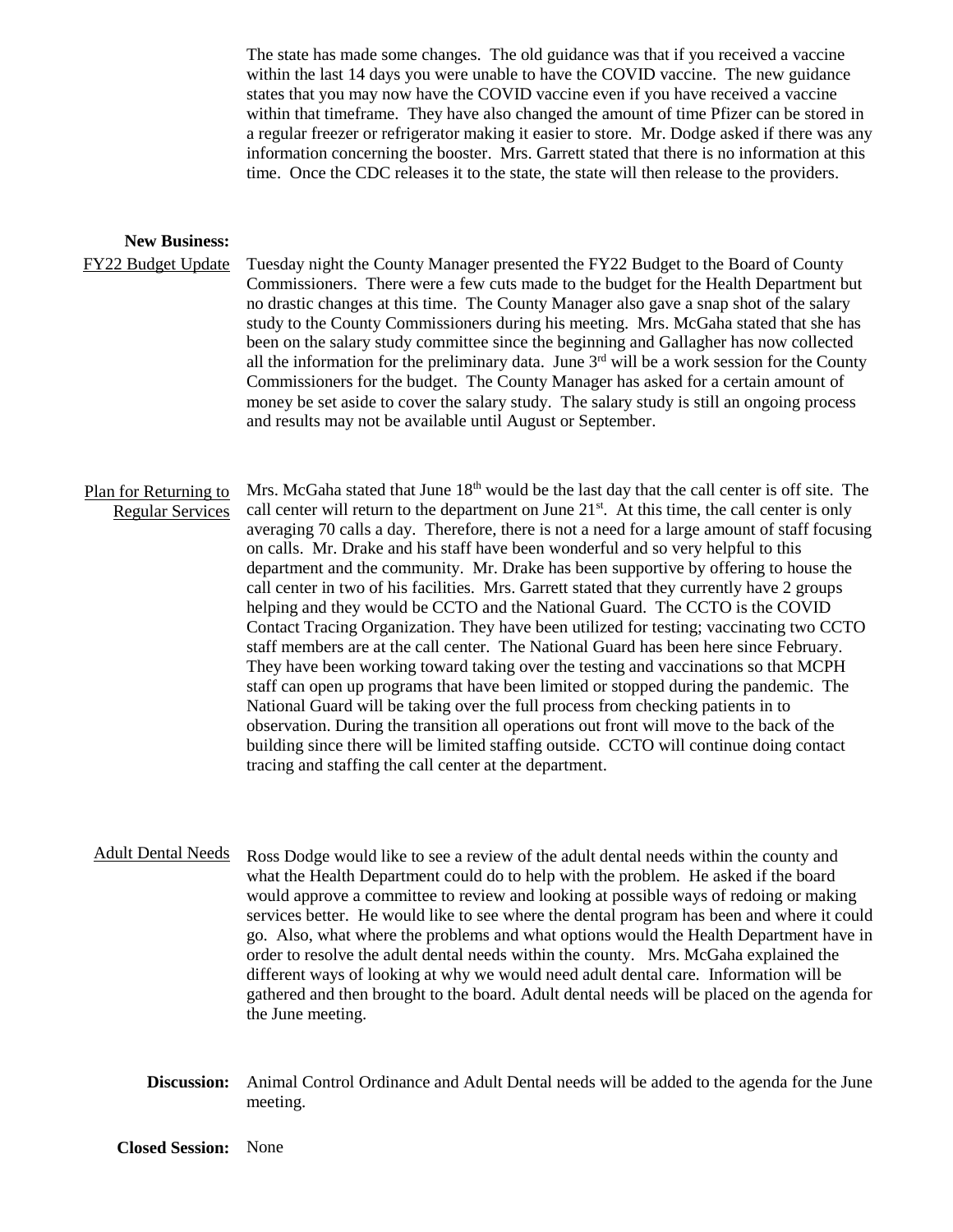The state has made some changes. The old guidance was that if you received a vaccine within the last 14 days you were unable to have the COVID vaccine. The new guidance states that you may now have the COVID vaccine even if you have received a vaccine within that timeframe. They have also changed the amount of time Pfizer can be stored in a regular freezer or refrigerator making it easier to store. Mr. Dodge asked if there was any information concerning the booster. Mrs. Garrett stated that there is no information at this time. Once the CDC releases it to the state, the state will then release to the providers.

**New Business:**

FY22 Budget Update

Tuesday night the County Manager presented the FY22 Budget to the Board of County Commissioners. There were a few cuts made to the budget for the Health Department but no drastic changes at this time. The County Manager also gave a snap shot of the salary study to the County Commissioners during his meeting. Mrs. McGaha stated that she has been on the salary study committee since the beginning and Gallagher has now collected all the information for the preliminary data. June 3rd will be a work session for the County Commissioners for the budget. The County Manager has asked for a certain amount of money be set aside to cover the salary study. The salary study is still an ongoing process and results may not be available until August or September.

Plan for Returning to Regular Services

Mrs. McGaha stated that June 18th would be the last day that the call center is off site. The call center will return to the department on June 21st. At this time, the call center is only averaging 70 calls a day. Therefore, there is not a need for a large amount of staff focusing on calls. Mr. Drake and his staff have been wonderful and so very helpful to this department and the community. Mr. Drake has been supportive by offering to house the call center in two of his facilities. Mrs. Garrett stated that they currently have 2 groups helping and they would be CCTO and the National Guard. The CCTO is the COVID Contact Tracing Organization. They have been utilized for testing; vaccinating two CCTO staff members are at the call center. The National Guard has been here since February. They have been working toward taking over the testing and vaccinations so that MCPH staff can open up programs that have been limited or stopped during the pandemic. The National Guard will be taking over the full process from checking patients in to observation. During the transition all operations out front will move to the back of the building since there will be limited staffing outside. CCTO will continue doing contact tracing and staffing the call center at the department.

Adult Dental Needs

Ross Dodge would like to see a review of the adult dental needs within the county and what the Health Department could do to help with the problem. He asked if the board would approve a committee to review and looking at possible ways of redoing or making services better. He would like to see where the dental program has been and where it could go. Also, what where the problems and what options would the Health Department have in order to resolve the adult dental needs within the county. Mrs. McGaha explained the different ways of looking at why we would need adult dental care. Information will be gathered and then brought to the board. Adult dental needs will be placed on the agenda for the June meeting.

**Discussion:** Animal Control Ordinance and Adult Dental needs will be added to the agenda for the June meeting.

**Closed Session:** None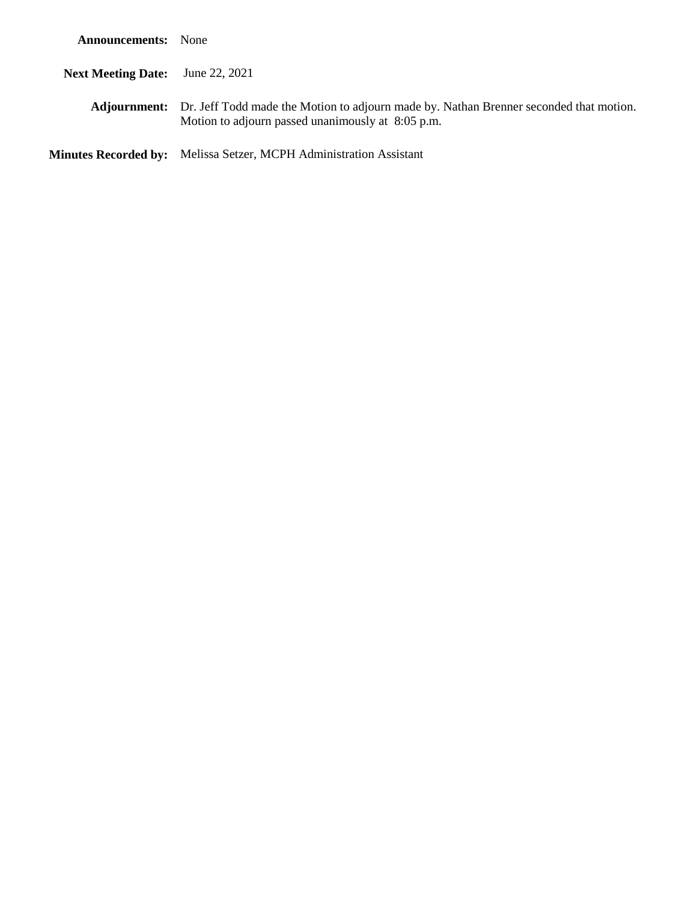**Announcements:** None

**Next Meeting Date:** June 22, 2021

**Adjournment:** Dr. Jeff Todd made the Motion to adjourn made by. Nathan Brenner seconded that motion. Motion to adjourn passed unanimously at 8:05 p.m.

**Minutes Recorded by:** Melissa Setzer, MCPH Administration Assistant